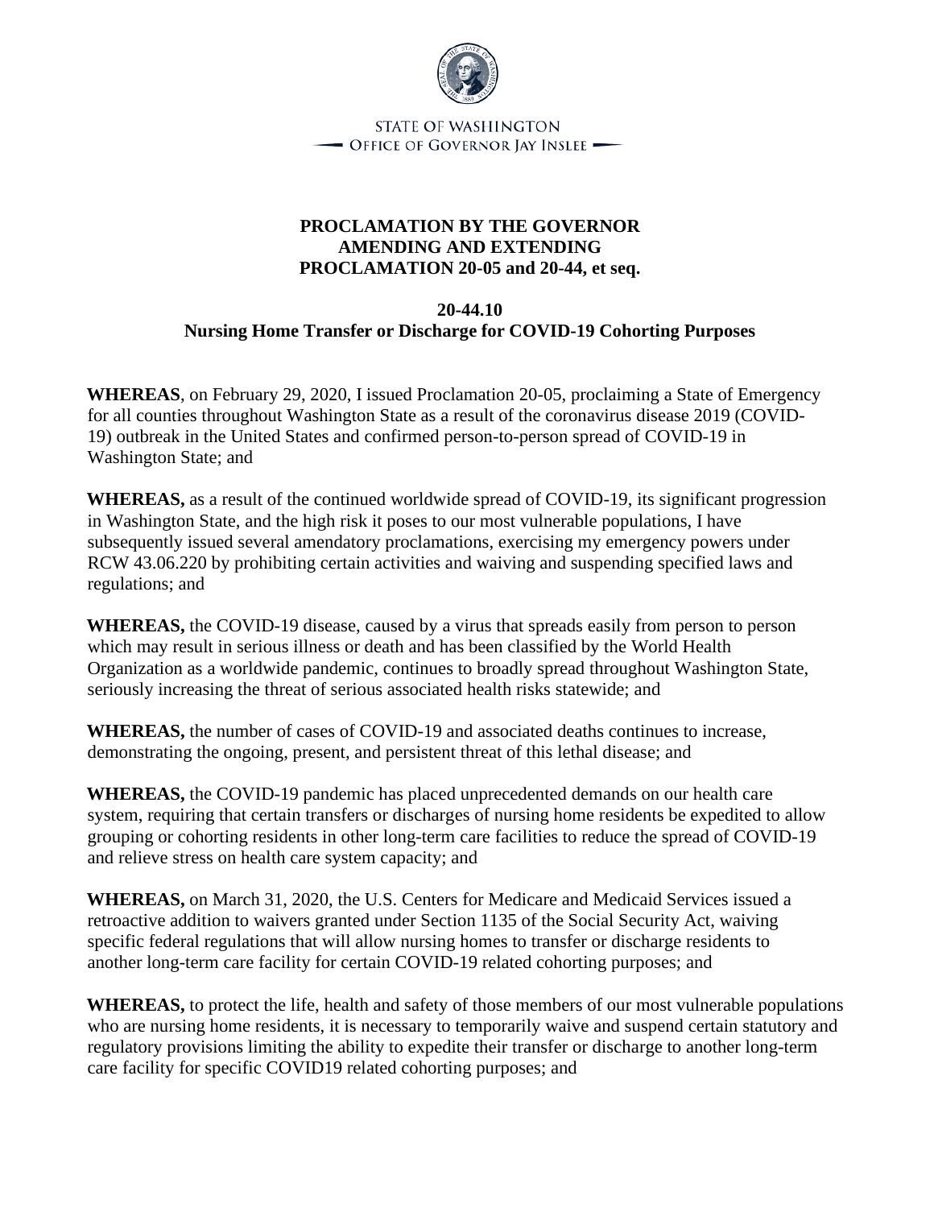STATE OF WASHINGTON
OFFICE OF GOVERNOR JAY INSLEE

**PROCLAMATION BY THE GOVERNOR**
**AMENDING AND EXTENDING**
**PROCLAMATION 20-05 and 20-44, et seq.**

**20-44.10**
**Nursing Home Transfer or Discharge for COVID-19 Cohorting Purposes**

**WHEREAS**, on February 29, 2020, I issued Proclamation 20-05, proclaiming a State of Emergency for all counties throughout Washington State as a result of the coronavirus disease 2019 (COVID-19) outbreak in the United States and confirmed person-to-person spread of COVID-19 in Washington State; and

**WHEREAS,** as a result of the continued worldwide spread of COVID-19, its significant progression in Washington State, and the high risk it poses to our most vulnerable populations, I have subsequently issued several amendatory proclamations, exercising my emergency powers under RCW 43.06.220 by prohibiting certain activities and waiving and suspending specified laws and regulations; and

**WHEREAS,** the COVID-19 disease, caused by a virus that spreads easily from person to person which may result in serious illness or death and has been classified by the World Health Organization as a worldwide pandemic, continues to broadly spread throughout Washington State, seriously increasing the threat of serious associated health risks statewide; and

**WHEREAS,** the number of cases of COVID-19 and associated deaths continues to increase, demonstrating the ongoing, present, and persistent threat of this lethal disease; and

**WHEREAS,** the COVID-19 pandemic has placed unprecedented demands on our health care system, requiring that certain transfers or discharges of nursing home residents be expedited to allow grouping or cohorting residents in other long-term care facilities to reduce the spread of COVID-19 and relieve stress on health care system capacity; and

**WHEREAS,** on March 31, 2020, the U.S. Centers for Medicare and Medicaid Services issued a retroactive addition to waivers granted under Section 1135 of the Social Security Act, waiving specific federal regulations that will allow nursing homes to transfer or discharge residents to another long-term care facility for certain COVID-19 related cohorting purposes; and

**WHEREAS,** to protect the life, health and safety of those members of our most vulnerable populations who are nursing home residents, it is necessary to temporarily waive and suspend certain statutory and regulatory provisions limiting the ability to expedite their transfer or discharge to another long-term care facility for specific COVID19 related cohorting purposes; and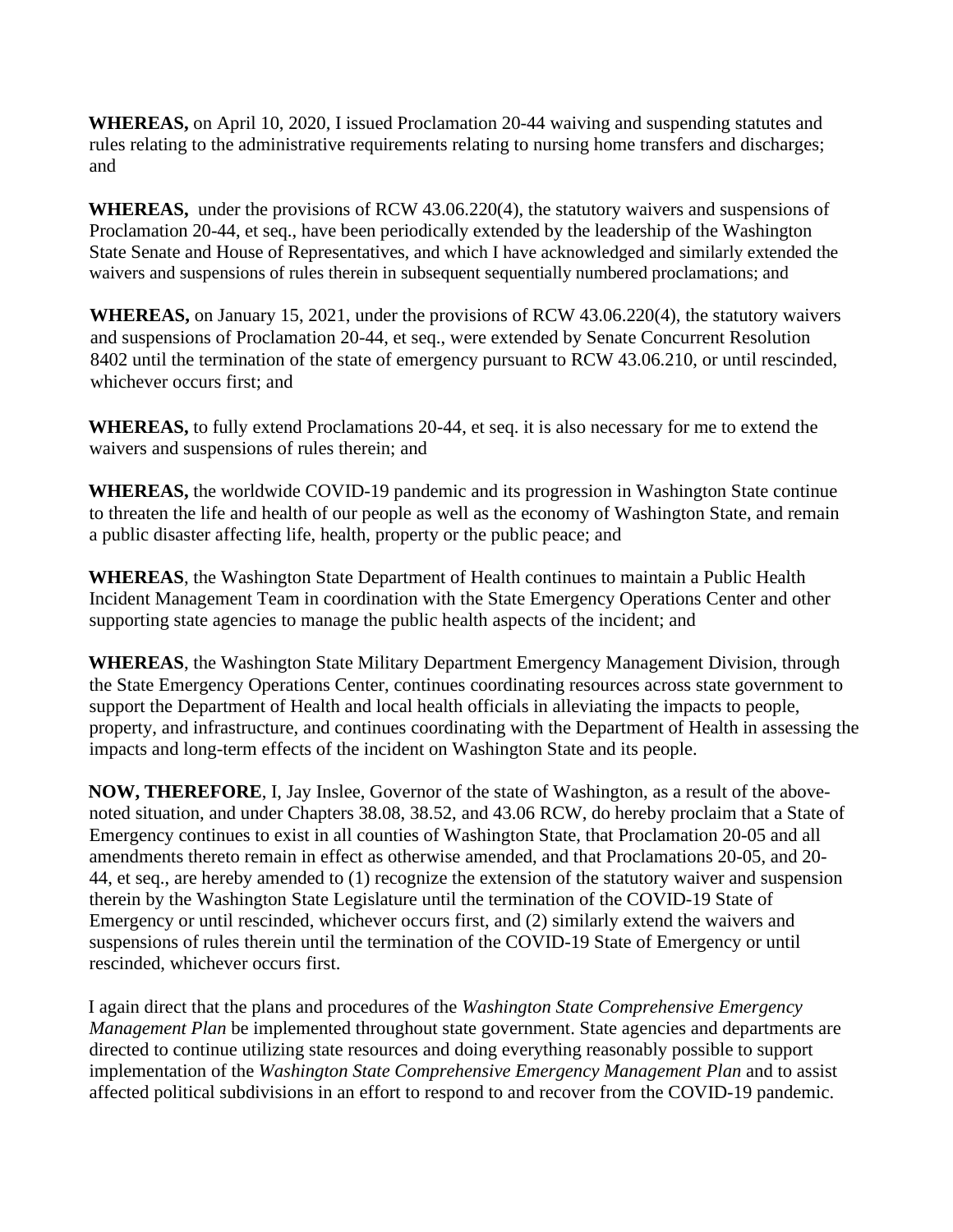**WHEREAS,** on April 10, 2020, I issued Proclamation 20-44 waiving and suspending statutes and rules relating to the administrative requirements relating to nursing home transfers and discharges; and

**WHEREAS,** under the provisions of RCW 43.06.220(4), the statutory waivers and suspensions of Proclamation 20-44, et seq., have been periodically extended by the leadership of the Washington State Senate and House of Representatives, and which I have acknowledged and similarly extended the waivers and suspensions of rules therein in subsequent sequentially numbered proclamations; and

**WHEREAS,** on January 15, 2021, under the provisions of RCW 43.06.220(4), the statutory waivers and suspensions of Proclamation 20-44, et seq., were extended by Senate Concurrent Resolution 8402 until the termination of the state of emergency pursuant to RCW 43.06.210, or until rescinded, whichever occurs first; and

**WHEREAS,** to fully extend Proclamations 20-44, et seq. it is also necessary for me to extend the waivers and suspensions of rules therein; and

**WHEREAS,** the worldwide COVID-19 pandemic and its progression in Washington State continue to threaten the life and health of our people as well as the economy of Washington State, and remain a public disaster affecting life, health, property or the public peace; and

**WHEREAS**, the Washington State Department of Health continues to maintain a Public Health Incident Management Team in coordination with the State Emergency Operations Center and other supporting state agencies to manage the public health aspects of the incident; and

**WHEREAS**, the Washington State Military Department Emergency Management Division, through the State Emergency Operations Center, continues coordinating resources across state government to support the Department of Health and local health officials in alleviating the impacts to people, property, and infrastructure, and continues coordinating with the Department of Health in assessing the impacts and long-term effects of the incident on Washington State and its people.

**NOW, THEREFORE**, I, Jay Inslee, Governor of the state of Washington, as a result of the above-noted situation, and under Chapters 38.08, 38.52, and 43.06 RCW, do hereby proclaim that a State of Emergency continues to exist in all counties of Washington State, that Proclamation 20-05 and all amendments thereto remain in effect as otherwise amended, and that Proclamations 20-05, and 20-44, et seq., are hereby amended to (1) recognize the extension of the statutory waiver and suspension therein by the Washington State Legislature until the termination of the COVID-19 State of Emergency or until rescinded, whichever occurs first, and (2) similarly extend the waivers and suspensions of rules therein until the termination of the COVID-19 State of Emergency or until rescinded, whichever occurs first.

I again direct that the plans and procedures of the *Washington State Comprehensive Emergency Management Plan* be implemented throughout state government. State agencies and departments are directed to continue utilizing state resources and doing everything reasonably possible to support implementation of the *Washington State Comprehensive Emergency Management Plan* and to assist affected political subdivisions in an effort to respond to and recover from the COVID-19 pandemic.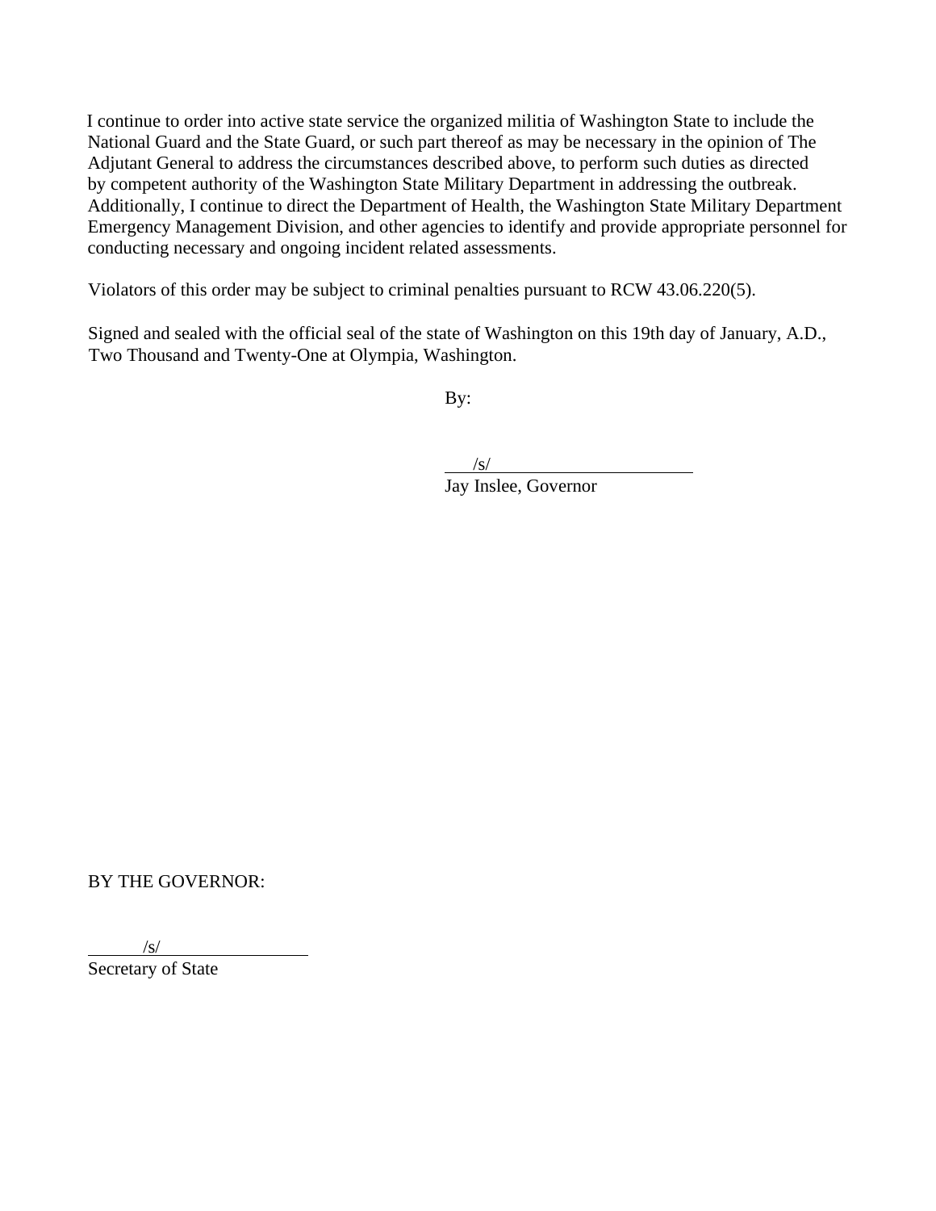I continue to order into active state service the organized militia of Washington State to include the National Guard and the State Guard, or such part thereof as may be necessary in the opinion of The Adjutant General to address the circumstances described above, to perform such duties as directed by competent authority of the Washington State Military Department in addressing the outbreak. Additionally, I continue to direct the Department of Health, the Washington State Military Department Emergency Management Division, and other agencies to identify and provide appropriate personnel for conducting necessary and ongoing incident related assessments.

Violators of this order may be subject to criminal penalties pursuant to RCW 43.06.220(5).

Signed and sealed with the official seal of the state of Washington on this 19th day of January, A.D., Two Thousand and Twenty-One at Olympia, Washington.

By:

/s/
Jay Inslee, Governor

BY THE GOVERNOR:

/s/
Secretary of State